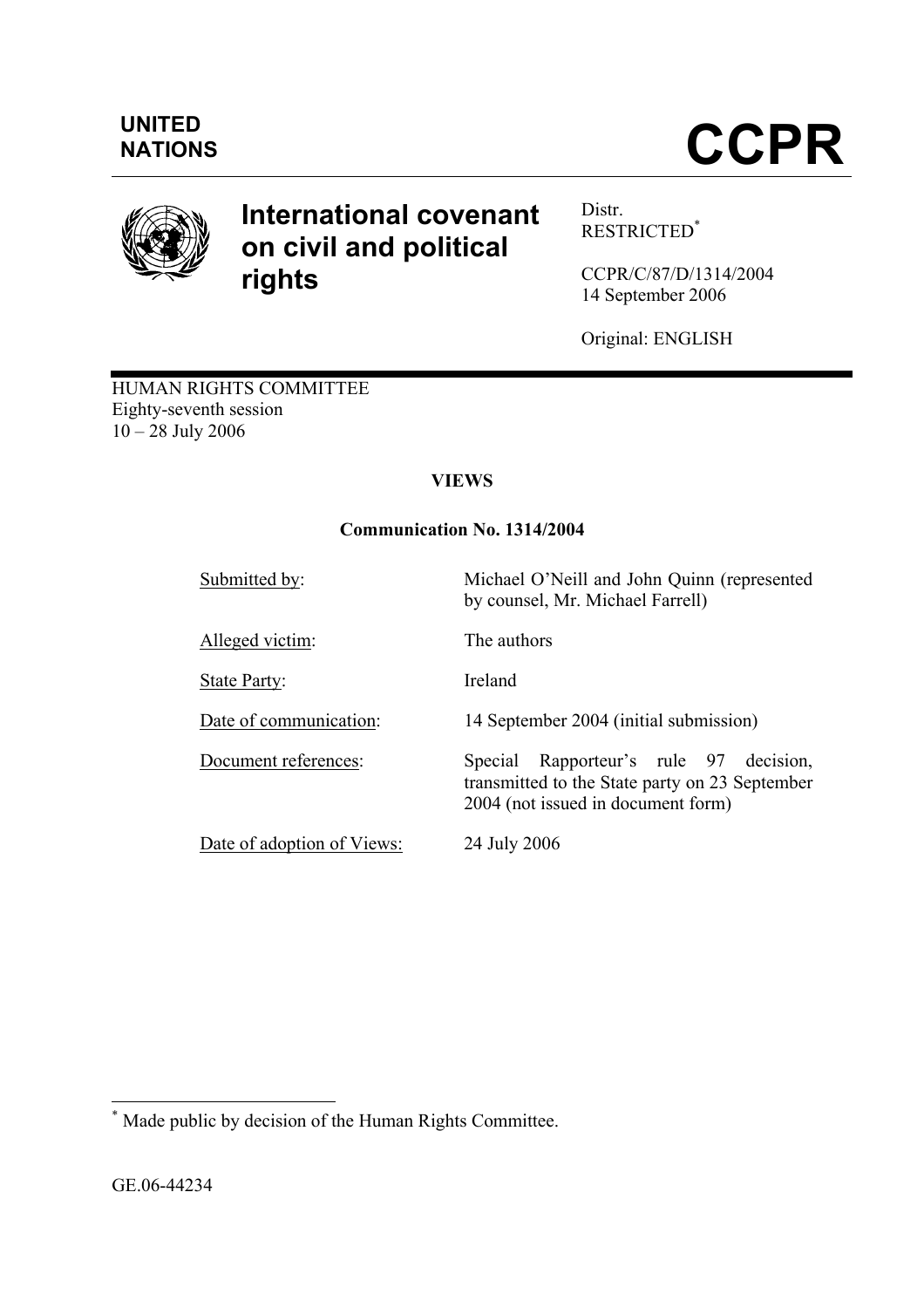**UNITED NATIONS**

# CCPR

## International covenant on civil and political rights

Distr.
RESTRICTED[*]

CCPR/C/87/D/1314/2004
14 September 2006

Original: ENGLISH

HUMAN RIGHTS COMMITTEE
Eighty-seventh session
10 – 28 July 2006

### VIEWS

### Communication No. 1314/2004

| | |
|---|---|
| Submitted by: | Michael O'Neill and John Quinn (represented by counsel, Mr. Michael Farrell) |
| Alleged victim: | The authors |
| State Party: | Ireland |
| Date of communication: | 14 September 2004 (initial submission) |
| Document references: | Special Rapporteur's rule 97 decision, transmitted to the State party on 23 September 2004 (not issued in document form) |
| Date of adoption of Views: | 24 July 2006 |

[*] Made public by decision of the Human Rights Committee.

GE.06-44234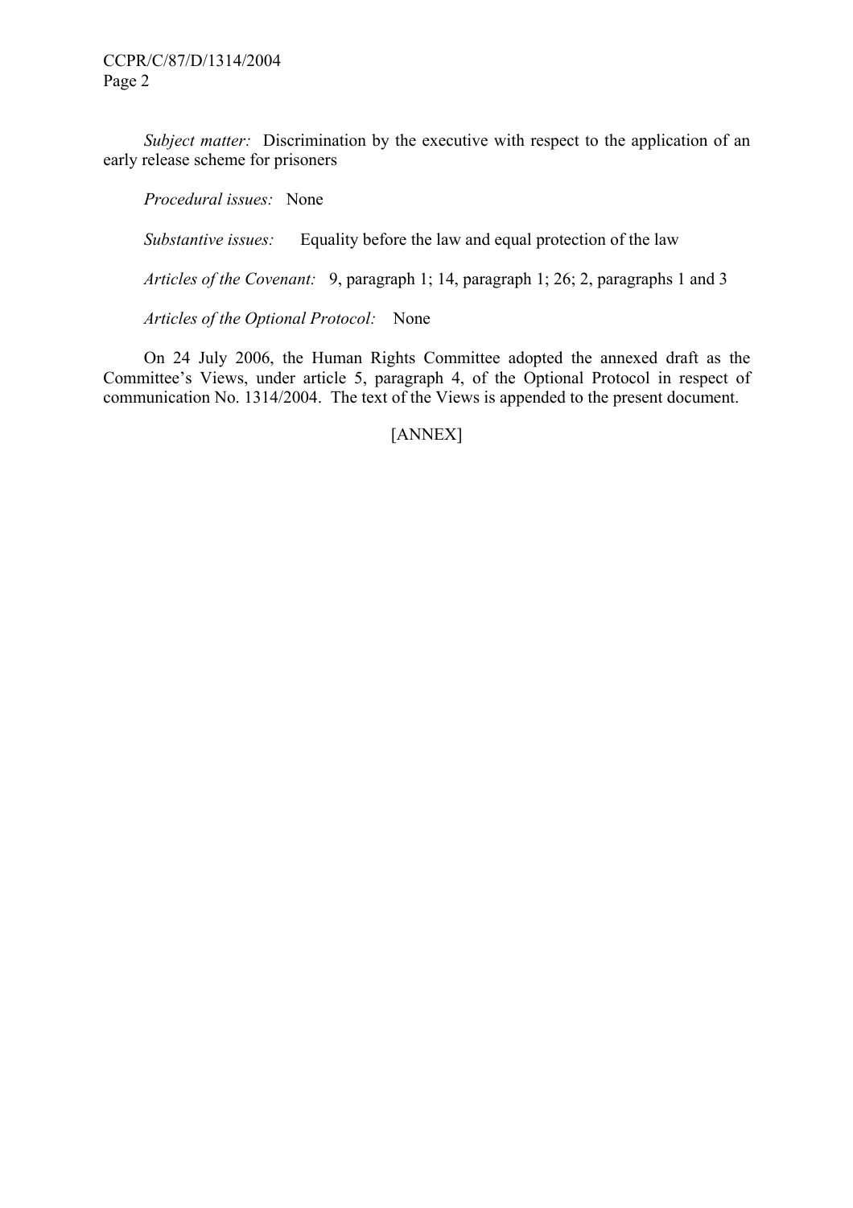*Subject matter:* Discrimination by the executive with respect to the application of an early release scheme for prisoners

*Procedural issues:* None

*Substantive issues:* Equality before the law and equal protection of the law

*Articles of the Covenant:* 9, paragraph 1; 14, paragraph 1; 26; 2, paragraphs 1 and 3

*Articles of the Optional Protocol:* None

On 24 July 2006, the Human Rights Committee adopted the annexed draft as the Committee's Views, under article 5, paragraph 4, of the Optional Protocol in respect of communication No. 1314/2004. The text of the Views is appended to the present document.

[ANNEX]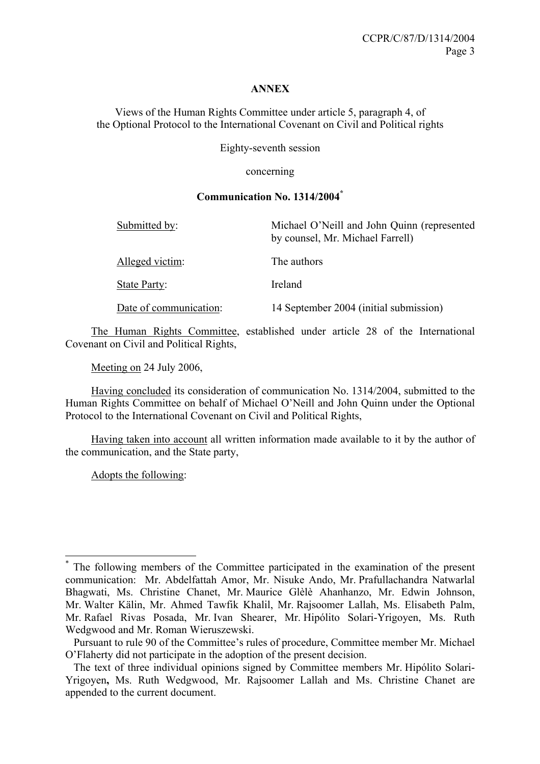**ANNEX**

Views of the Human Rights Committee under article 5, paragraph 4, of the Optional Protocol to the International Covenant on Civil and Political rights

Eighty-seventh session

concerning

**Communication No. 1314/2004***

| | |
|---|---|
| Submitted by: | Michael O'Neill and John Quinn (represented by counsel, Mr. Michael Farrell) |
| Alleged victim: | The authors |
| State Party: | Ireland |
| Date of communication: | 14 September 2004 (initial submission) |

The Human Rights Committee, established under article 28 of the International Covenant on Civil and Political Rights,

Meeting on 24 July 2006,

Having concluded its consideration of communication No. 1314/2004, submitted to the Human Rights Committee on behalf of Michael O'Neill and John Quinn under the Optional Protocol to the International Covenant on Civil and Political Rights,

Having taken into account all written information made available to it by the author of the communication, and the State party,

Adopts the following:

---

* The following members of the Committee participated in the examination of the present communication: Mr. Abdelfattah Amor, Mr. Nisuke Ando, Mr. Prafullachandra Natwarlal Bhagwati, Ms. Christine Chanet, Mr. Maurice Glèlè Ahanhanzo, Mr. Edwin Johnson, Mr. Walter Kälin, Mr. Ahmed Tawfik Khalil, Mr. Rajsoomer Lallah, Ms. Elisabeth Palm, Mr. Rafael Rivas Posada, Mr. Ivan Shearer, Mr. Hipólito Solari-Yrigoyen, Ms. Ruth Wedgwood and Mr. Roman Wieruszewski.

Pursuant to rule 90 of the Committee's rules of procedure, Committee member Mr. Michael O'Flaherty did not participate in the adoption of the present decision.

The text of three individual opinions signed by Committee members Mr. Hipólito Solari-Yrigoyen**,** Ms. Ruth Wedgwood, Mr. Rajsoomer Lallah and Ms. Christine Chanet are appended to the current document.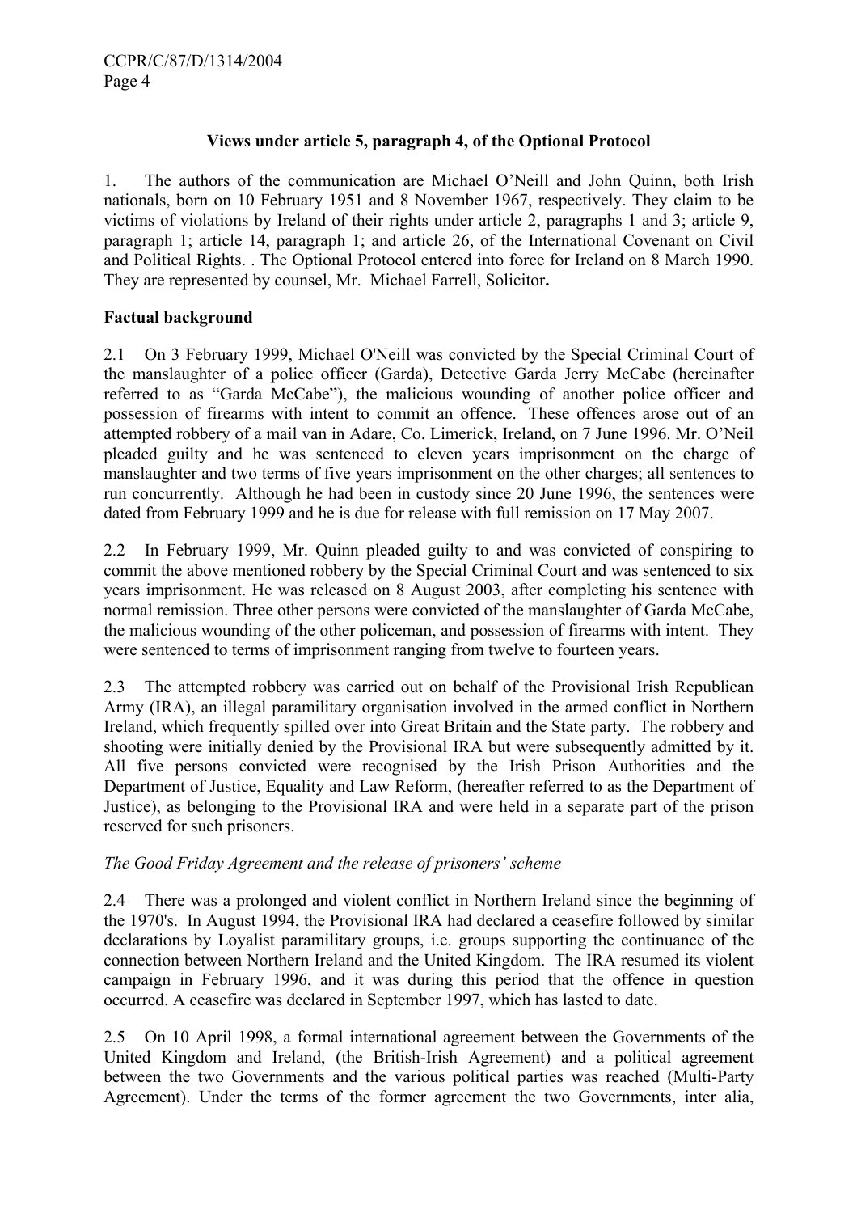**Views under article 5, paragraph 4, of the Optional Protocol**

1. The authors of the communication are Michael O'Neill and John Quinn, both Irish nationals, born on 10 February 1951 and 8 November 1967, respectively. They claim to be victims of violations by Ireland of their rights under article 2, paragraphs 1 and 3; article 9, paragraph 1; article 14, paragraph 1; and article 26, of the International Covenant on Civil and Political Rights. . The Optional Protocol entered into force for Ireland on 8 March 1990. They are represented by counsel, Mr. Michael Farrell, Solicitor**.**

**Factual background**

2.1 On 3 February 1999, Michael O'Neill was convicted by the Special Criminal Court of the manslaughter of a police officer (Garda), Detective Garda Jerry McCabe (hereinafter referred to as "Garda McCabe"), the malicious wounding of another police officer and possession of firearms with intent to commit an offence. These offences arose out of an attempted robbery of a mail van in Adare, Co. Limerick, Ireland, on 7 June 1996. Mr. O'Neil pleaded guilty and he was sentenced to eleven years imprisonment on the charge of manslaughter and two terms of five years imprisonment on the other charges; all sentences to run concurrently. Although he had been in custody since 20 June 1996, the sentences were dated from February 1999 and he is due for release with full remission on 17 May 2007.

2.2 In February 1999, Mr. Quinn pleaded guilty to and was convicted of conspiring to commit the above mentioned robbery by the Special Criminal Court and was sentenced to six years imprisonment. He was released on 8 August 2003, after completing his sentence with normal remission. Three other persons were convicted of the manslaughter of Garda McCabe, the malicious wounding of the other policeman, and possession of firearms with intent. They were sentenced to terms of imprisonment ranging from twelve to fourteen years.

2.3 The attempted robbery was carried out on behalf of the Provisional Irish Republican Army (IRA), an illegal paramilitary organisation involved in the armed conflict in Northern Ireland, which frequently spilled over into Great Britain and the State party. The robbery and shooting were initially denied by the Provisional IRA but were subsequently admitted by it. All five persons convicted were recognised by the Irish Prison Authorities and the Department of Justice, Equality and Law Reform, (hereafter referred to as the Department of Justice), as belonging to the Provisional IRA and were held in a separate part of the prison reserved for such prisoners.

*The Good Friday Agreement and the release of prisoners' scheme*

2.4 There was a prolonged and violent conflict in Northern Ireland since the beginning of the 1970's. In August 1994, the Provisional IRA had declared a ceasefire followed by similar declarations by Loyalist paramilitary groups, i.e. groups supporting the continuance of the connection between Northern Ireland and the United Kingdom. The IRA resumed its violent campaign in February 1996, and it was during this period that the offence in question occurred. A ceasefire was declared in September 1997, which has lasted to date.

2.5 On 10 April 1998, a formal international agreement between the Governments of the United Kingdom and Ireland, (the British-Irish Agreement) and a political agreement between the two Governments and the various political parties was reached (Multi-Party Agreement). Under the terms of the former agreement the two Governments, inter alia,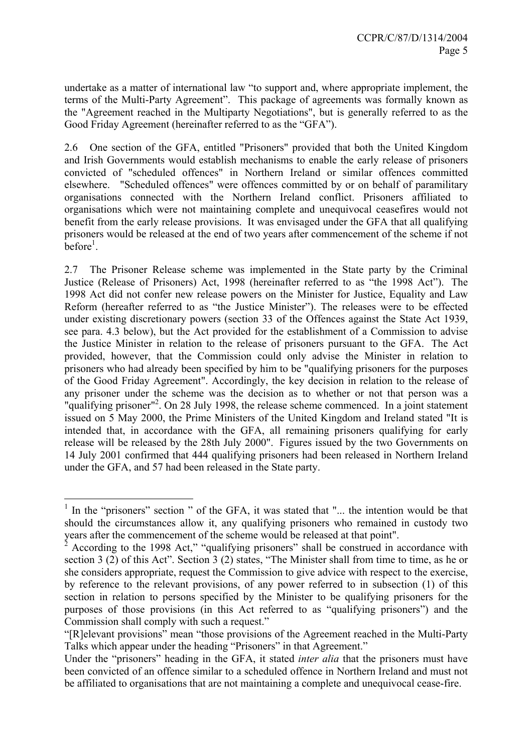undertake as a matter of international law "to support and, where appropriate implement, the terms of the Multi-Party Agreement". This package of agreements was formally known as the "Agreement reached in the Multiparty Negotiations", but is generally referred to as the Good Friday Agreement (hereinafter referred to as the "GFA").

2.6 One section of the GFA, entitled "Prisoners" provided that both the United Kingdom and Irish Governments would establish mechanisms to enable the early release of prisoners convicted of "scheduled offences" in Northern Ireland or similar offences committed elsewhere. "Scheduled offences" were offences committed by or on behalf of paramilitary organisations connected with the Northern Ireland conflict. Prisoners affiliated to organisations which were not maintaining complete and unequivocal ceasefires would not benefit from the early release provisions. It was envisaged under the GFA that all qualifying prisoners would be released at the end of two years after commencement of the scheme if not before[1].

2.7 The Prisoner Release scheme was implemented in the State party by the Criminal Justice (Release of Prisoners) Act, 1998 (hereinafter referred to as "the 1998 Act"). The 1998 Act did not confer new release powers on the Minister for Justice, Equality and Law Reform (hereafter referred to as "the Justice Minister"). The releases were to be effected under existing discretionary powers (section 33 of the Offences against the State Act 1939, see para. 4.3 below), but the Act provided for the establishment of a Commission to advise the Justice Minister in relation to the release of prisoners pursuant to the GFA. The Act provided, however, that the Commission could only advise the Minister in relation to prisoners who had already been specified by him to be "qualifying prisoners for the purposes of the Good Friday Agreement". Accordingly, the key decision in relation to the release of any prisoner under the scheme was the decision as to whether or not that person was a "qualifying prisoner"[2]. On 28 July 1998, the release scheme commenced. In a joint statement issued on 5 May 2000, the Prime Ministers of the United Kingdom and Ireland stated "It is intended that, in accordance with the GFA, all remaining prisoners qualifying for early release will be released by the 28th July 2000". Figures issued by the two Governments on 14 July 2001 confirmed that 444 qualifying prisoners had been released in Northern Ireland under the GFA, and 57 had been released in the State party.

---

[1] In the "prisoners" section " of the GFA, it was stated that "... the intention would be that should the circumstances allow it, any qualifying prisoners who remained in custody two years after the commencement of the scheme would be released at that point".

[2] According to the 1998 Act," "qualifying prisoners" shall be construed in accordance with section 3 (2) of this Act". Section 3 (2) states, "The Minister shall from time to time, as he or she considers appropriate, request the Commission to give advice with respect to the exercise, by reference to the relevant provisions, of any power referred to in subsection (1) of this section in relation to persons specified by the Minister to be qualifying prisoners for the purposes of those provisions (in this Act referred to as "qualifying prisoners") and the Commission shall comply with such a request."

"[R]elevant provisions" mean "those provisions of the Agreement reached in the Multi-Party Talks which appear under the heading "Prisoners" in that Agreement."

Under the "prisoners" heading in the GFA, it stated *inter alia* that the prisoners must have been convicted of an offence similar to a scheduled offence in Northern Ireland and must not be affiliated to organisations that are not maintaining a complete and unequivocal cease-fire.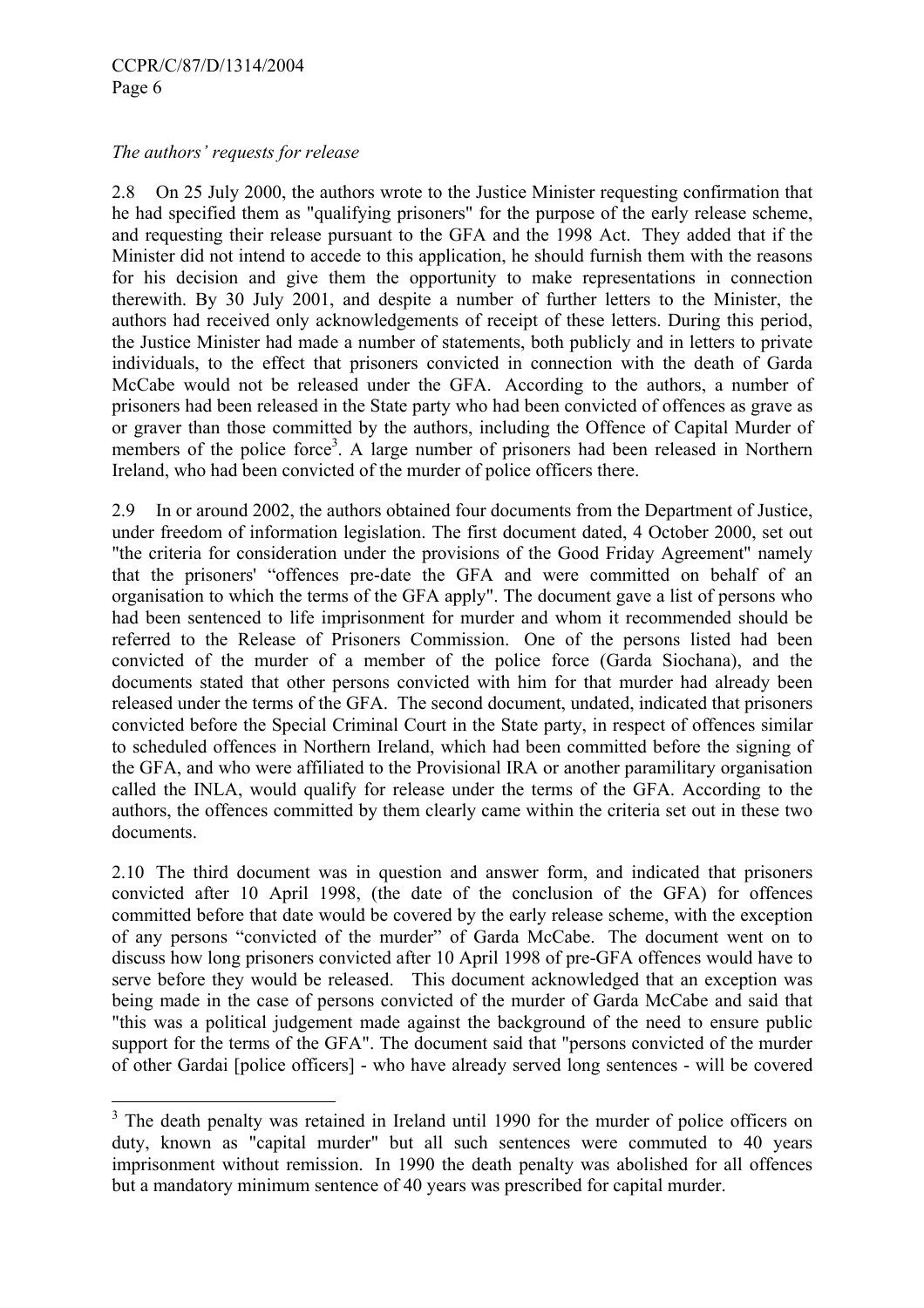*The authors' requests for release*

2.8 On 25 July 2000, the authors wrote to the Justice Minister requesting confirmation that he had specified them as "qualifying prisoners" for the purpose of the early release scheme, and requesting their release pursuant to the GFA and the 1998 Act. They added that if the Minister did not intend to accede to this application, he should furnish them with the reasons for his decision and give them the opportunity to make representations in connection therewith. By 30 July 2001, and despite a number of further letters to the Minister, the authors had received only acknowledgements of receipt of these letters. During this period, the Justice Minister had made a number of statements, both publicly and in letters to private individuals, to the effect that prisoners convicted in connection with the death of Garda McCabe would not be released under the GFA. According to the authors, a number of prisoners had been released in the State party who had been convicted of offences as grave as or graver than those committed by the authors, including the Offence of Capital Murder of members of the police force[3]. A large number of prisoners had been released in Northern Ireland, who had been convicted of the murder of police officers there.

2.9 In or around 2002, the authors obtained four documents from the Department of Justice, under freedom of information legislation. The first document dated, 4 October 2000, set out "the criteria for consideration under the provisions of the Good Friday Agreement" namely that the prisoners' "offences pre-date the GFA and were committed on behalf of an organisation to which the terms of the GFA apply". The document gave a list of persons who had been sentenced to life imprisonment for murder and whom it recommended should be referred to the Release of Prisoners Commission. One of the persons listed had been convicted of the murder of a member of the police force (Garda Siochana), and the documents stated that other persons convicted with him for that murder had already been released under the terms of the GFA. The second document, undated, indicated that prisoners convicted before the Special Criminal Court in the State party, in respect of offences similar to scheduled offences in Northern Ireland, which had been committed before the signing of the GFA, and who were affiliated to the Provisional IRA or another paramilitary organisation called the INLA, would qualify for release under the terms of the GFA. According to the authors, the offences committed by them clearly came within the criteria set out in these two documents.

2.10 The third document was in question and answer form, and indicated that prisoners convicted after 10 April 1998, (the date of the conclusion of the GFA) for offences committed before that date would be covered by the early release scheme, with the exception of any persons "convicted of the murder" of Garda McCabe. The document went on to discuss how long prisoners convicted after 10 April 1998 of pre-GFA offences would have to serve before they would be released. This document acknowledged that an exception was being made in the case of persons convicted of the murder of Garda McCabe and said that "this was a political judgement made against the background of the need to ensure public support for the terms of the GFA". The document said that "persons convicted of the murder of other Gardai [police officers] - who have already served long sentences - will be covered

---

[3] The death penalty was retained in Ireland until 1990 for the murder of police officers on duty, known as "capital murder" but all such sentences were commuted to 40 years imprisonment without remission. In 1990 the death penalty was abolished for all offences but a mandatory minimum sentence of 40 years was prescribed for capital murder.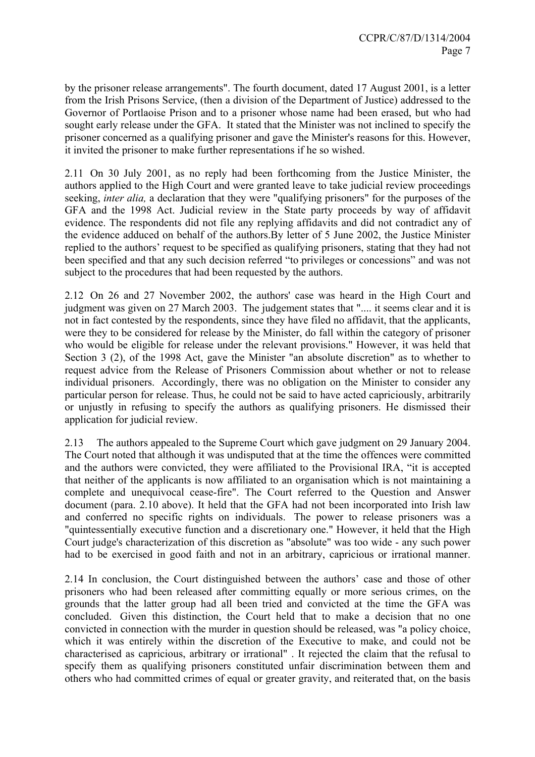by the prisoner release arrangements". The fourth document, dated 17 August 2001, is a letter from the Irish Prisons Service, (then a division of the Department of Justice) addressed to the Governor of Portlaoise Prison and to a prisoner whose name had been erased, but who had sought early release under the GFA. It stated that the Minister was not inclined to specify the prisoner concerned as a qualifying prisoner and gave the Minister's reasons for this. However, it invited the prisoner to make further representations if he so wished.

2.11 On 30 July 2001, as no reply had been forthcoming from the Justice Minister, the authors applied to the High Court and were granted leave to take judicial review proceedings seeking, *inter alia,* a declaration that they were "qualifying prisoners" for the purposes of the GFA and the 1998 Act. Judicial review in the State party proceeds by way of affidavit evidence. The respondents did not file any replying affidavits and did not contradict any of the evidence adduced on behalf of the authors.By letter of 5 June 2002, the Justice Minister replied to the authors' request to be specified as qualifying prisoners, stating that they had not been specified and that any such decision referred "to privileges or concessions" and was not subject to the procedures that had been requested by the authors.

2.12 On 26 and 27 November 2002, the authors' case was heard in the High Court and judgment was given on 27 March 2003. The judgement states that ".... it seems clear and it is not in fact contested by the respondents, since they have filed no affidavit, that the applicants, were they to be considered for release by the Minister, do fall within the category of prisoner who would be eligible for release under the relevant provisions." However, it was held that Section 3 (2), of the 1998 Act, gave the Minister "an absolute discretion" as to whether to request advice from the Release of Prisoners Commission about whether or not to release individual prisoners. Accordingly, there was no obligation on the Minister to consider any particular person for release. Thus, he could not be said to have acted capriciously, arbitrarily or unjustly in refusing to specify the authors as qualifying prisoners. He dismissed their application for judicial review.

2.13 The authors appealed to the Supreme Court which gave judgment on 29 January 2004. The Court noted that although it was undisputed that at the time the offences were committed and the authors were convicted, they were affiliated to the Provisional IRA, "it is accepted that neither of the applicants is now affiliated to an organisation which is not maintaining a complete and unequivocal cease-fire". The Court referred to the Question and Answer document (para. 2.10 above). It held that the GFA had not been incorporated into Irish law and conferred no specific rights on individuals. The power to release prisoners was a "quintessentially executive function and a discretionary one." However, it held that the High Court judge's characterization of this discretion as "absolute" was too wide - any such power had to be exercised in good faith and not in an arbitrary, capricious or irrational manner.

2.14 In conclusion, the Court distinguished between the authors' case and those of other prisoners who had been released after committing equally or more serious crimes, on the grounds that the latter group had all been tried and convicted at the time the GFA was concluded. Given this distinction, the Court held that to make a decision that no one convicted in connection with the murder in question should be released, was "a policy choice, which it was entirely within the discretion of the Executive to make, and could not be characterised as capricious, arbitrary or irrational" . It rejected the claim that the refusal to specify them as qualifying prisoners constituted unfair discrimination between them and others who had committed crimes of equal or greater gravity, and reiterated that, on the basis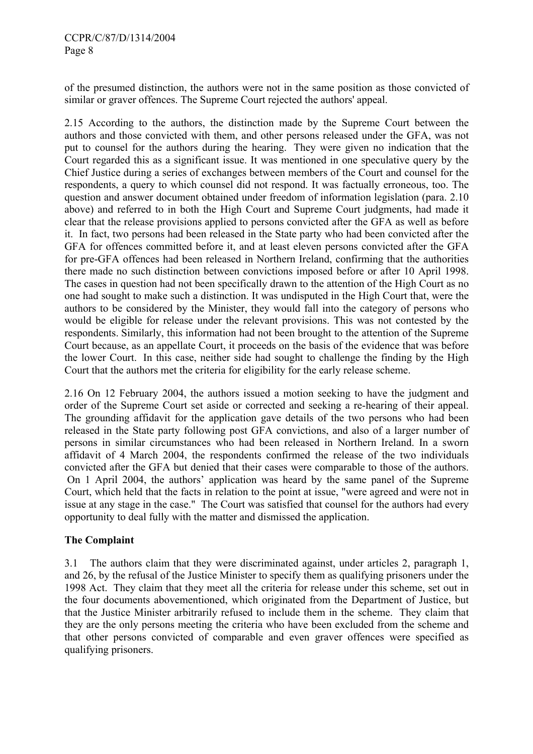of the presumed distinction, the authors were not in the same position as those convicted of similar or graver offences. The Supreme Court rejected the authors' appeal.

2.15 According to the authors, the distinction made by the Supreme Court between the authors and those convicted with them, and other persons released under the GFA, was not put to counsel for the authors during the hearing. They were given no indication that the Court regarded this as a significant issue. It was mentioned in one speculative query by the Chief Justice during a series of exchanges between members of the Court and counsel for the respondents, a query to which counsel did not respond. It was factually erroneous, too. The question and answer document obtained under freedom of information legislation (para. 2.10 above) and referred to in both the High Court and Supreme Court judgments, had made it clear that the release provisions applied to persons convicted after the GFA as well as before it. In fact, two persons had been released in the State party who had been convicted after the GFA for offences committed before it, and at least eleven persons convicted after the GFA for pre-GFA offences had been released in Northern Ireland, confirming that the authorities there made no such distinction between convictions imposed before or after 10 April 1998. The cases in question had not been specifically drawn to the attention of the High Court as no one had sought to make such a distinction. It was undisputed in the High Court that, were the authors to be considered by the Minister, they would fall into the category of persons who would be eligible for release under the relevant provisions. This was not contested by the respondents. Similarly, this information had not been brought to the attention of the Supreme Court because, as an appellate Court, it proceeds on the basis of the evidence that was before the lower Court. In this case, neither side had sought to challenge the finding by the High Court that the authors met the criteria for eligibility for the early release scheme.

2.16 On 12 February 2004, the authors issued a motion seeking to have the judgment and order of the Supreme Court set aside or corrected and seeking a re-hearing of their appeal. The grounding affidavit for the application gave details of the two persons who had been released in the State party following post GFA convictions, and also of a larger number of persons in similar circumstances who had been released in Northern Ireland. In a sworn affidavit of 4 March 2004, the respondents confirmed the release of the two individuals convicted after the GFA but denied that their cases were comparable to those of the authors. On 1 April 2004, the authors' application was heard by the same panel of the Supreme Court, which held that the facts in relation to the point at issue, "were agreed and were not in issue at any stage in the case." The Court was satisfied that counsel for the authors had every opportunity to deal fully with the matter and dismissed the application.

**The Complaint**

3.1 The authors claim that they were discriminated against, under articles 2, paragraph 1, and 26, by the refusal of the Justice Minister to specify them as qualifying prisoners under the 1998 Act. They claim that they meet all the criteria for release under this scheme, set out in the four documents abovementioned, which originated from the Department of Justice, but that the Justice Minister arbitrarily refused to include them in the scheme. They claim that they are the only persons meeting the criteria who have been excluded from the scheme and that other persons convicted of comparable and even graver offences were specified as qualifying prisoners.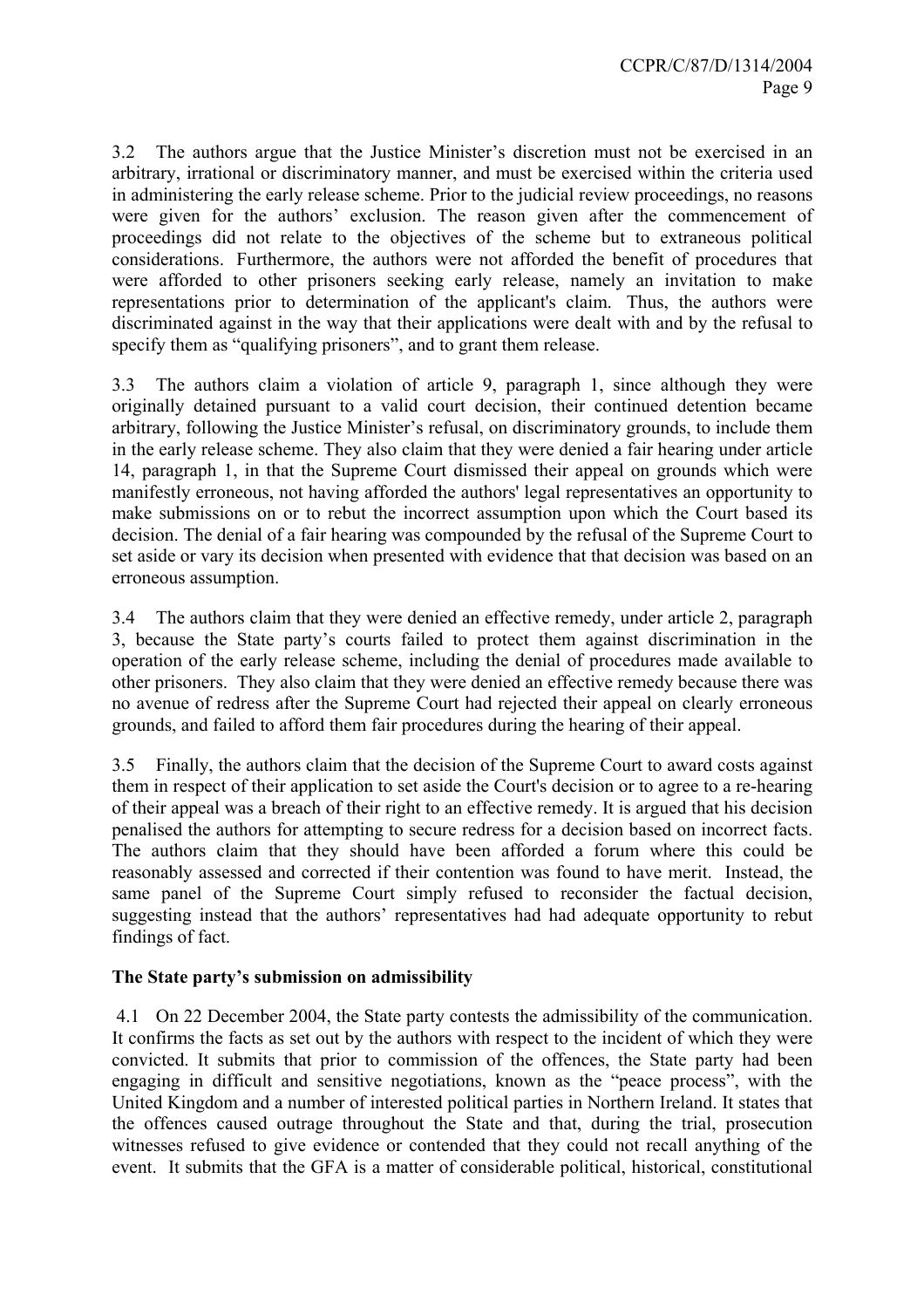3.2 The authors argue that the Justice Minister's discretion must not be exercised in an arbitrary, irrational or discriminatory manner, and must be exercised within the criteria used in administering the early release scheme. Prior to the judicial review proceedings, no reasons were given for the authors' exclusion. The reason given after the commencement of proceedings did not relate to the objectives of the scheme but to extraneous political considerations. Furthermore, the authors were not afforded the benefit of procedures that were afforded to other prisoners seeking early release, namely an invitation to make representations prior to determination of the applicant's claim. Thus, the authors were discriminated against in the way that their applications were dealt with and by the refusal to specify them as "qualifying prisoners", and to grant them release.

3.3 The authors claim a violation of article 9, paragraph 1, since although they were originally detained pursuant to a valid court decision, their continued detention became arbitrary, following the Justice Minister's refusal, on discriminatory grounds, to include them in the early release scheme. They also claim that they were denied a fair hearing under article 14, paragraph 1, in that the Supreme Court dismissed their appeal on grounds which were manifestly erroneous, not having afforded the authors' legal representatives an opportunity to make submissions on or to rebut the incorrect assumption upon which the Court based its decision. The denial of a fair hearing was compounded by the refusal of the Supreme Court to set aside or vary its decision when presented with evidence that that decision was based on an erroneous assumption.

3.4 The authors claim that they were denied an effective remedy, under article 2, paragraph 3, because the State party's courts failed to protect them against discrimination in the operation of the early release scheme, including the denial of procedures made available to other prisoners. They also claim that they were denied an effective remedy because there was no avenue of redress after the Supreme Court had rejected their appeal on clearly erroneous grounds, and failed to afford them fair procedures during the hearing of their appeal.

3.5 Finally, the authors claim that the decision of the Supreme Court to award costs against them in respect of their application to set aside the Court's decision or to agree to a re-hearing of their appeal was a breach of their right to an effective remedy. It is argued that his decision penalised the authors for attempting to secure redress for a decision based on incorrect facts. The authors claim that they should have been afforded a forum where this could be reasonably assessed and corrected if their contention was found to have merit. Instead, the same panel of the Supreme Court simply refused to reconsider the factual decision, suggesting instead that the authors' representatives had had adequate opportunity to rebut findings of fact.

**The State party's submission on admissibility**

4.1 On 22 December 2004, the State party contests the admissibility of the communication. It confirms the facts as set out by the authors with respect to the incident of which they were convicted. It submits that prior to commission of the offences, the State party had been engaging in difficult and sensitive negotiations, known as the "peace process", with the United Kingdom and a number of interested political parties in Northern Ireland. It states that the offences caused outrage throughout the State and that, during the trial, prosecution witnesses refused to give evidence or contended that they could not recall anything of the event. It submits that the GFA is a matter of considerable political, historical, constitutional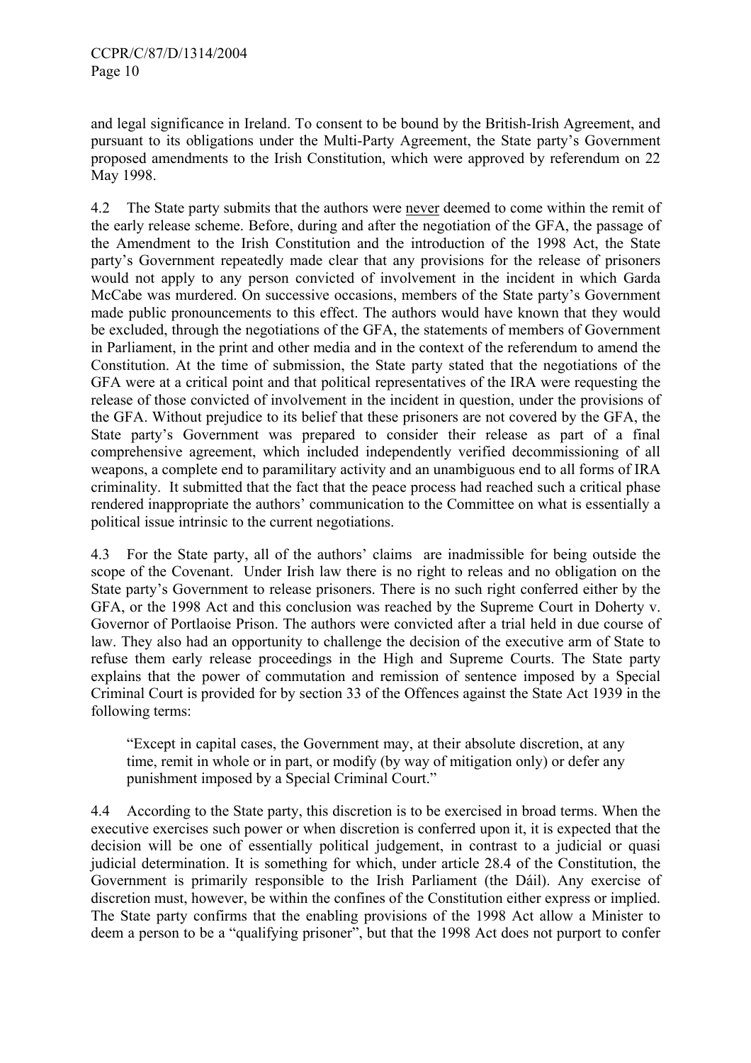and legal significance in Ireland. To consent to be bound by the British-Irish Agreement, and pursuant to its obligations under the Multi-Party Agreement, the State party's Government proposed amendments to the Irish Constitution, which were approved by referendum on 22 May 1998.

4.2 The State party submits that the authors were never deemed to come within the remit of the early release scheme. Before, during and after the negotiation of the GFA, the passage of the Amendment to the Irish Constitution and the introduction of the 1998 Act, the State party's Government repeatedly made clear that any provisions for the release of prisoners would not apply to any person convicted of involvement in the incident in which Garda McCabe was murdered. On successive occasions, members of the State party's Government made public pronouncements to this effect. The authors would have known that they would be excluded, through the negotiations of the GFA, the statements of members of Government in Parliament, in the print and other media and in the context of the referendum to amend the Constitution. At the time of submission, the State party stated that the negotiations of the GFA were at a critical point and that political representatives of the IRA were requesting the release of those convicted of involvement in the incident in question, under the provisions of the GFA. Without prejudice to its belief that these prisoners are not covered by the GFA, the State party's Government was prepared to consider their release as part of a final comprehensive agreement, which included independently verified decommissioning of all weapons, a complete end to paramilitary activity and an unambiguous end to all forms of IRA criminality. It submitted that the fact that the peace process had reached such a critical phase rendered inappropriate the authors' communication to the Committee on what is essentially a political issue intrinsic to the current negotiations.

4.3 For the State party, all of the authors' claims are inadmissible for being outside the scope of the Covenant. Under Irish law there is no right to releas and no obligation on the State party's Government to release prisoners. There is no such right conferred either by the GFA, or the 1998 Act and this conclusion was reached by the Supreme Court in Doherty v. Governor of Portlaoise Prison. The authors were convicted after a trial held in due course of law. They also had an opportunity to challenge the decision of the executive arm of State to refuse them early release proceedings in the High and Supreme Courts. The State party explains that the power of commutation and remission of sentence imposed by a Special Criminal Court is provided for by section 33 of the Offences against the State Act 1939 in the following terms:

> "Except in capital cases, the Government may, at their absolute discretion, at any time, remit in whole or in part, or modify (by way of mitigation only) or defer any punishment imposed by a Special Criminal Court."

4.4 According to the State party, this discretion is to be exercised in broad terms. When the executive exercises such power or when discretion is conferred upon it, it is expected that the decision will be one of essentially political judgement, in contrast to a judicial or quasi judicial determination. It is something for which, under article 28.4 of the Constitution, the Government is primarily responsible to the Irish Parliament (the Dáil). Any exercise of discretion must, however, be within the confines of the Constitution either express or implied. The State party confirms that the enabling provisions of the 1998 Act allow a Minister to deem a person to be a "qualifying prisoner", but that the 1998 Act does not purport to confer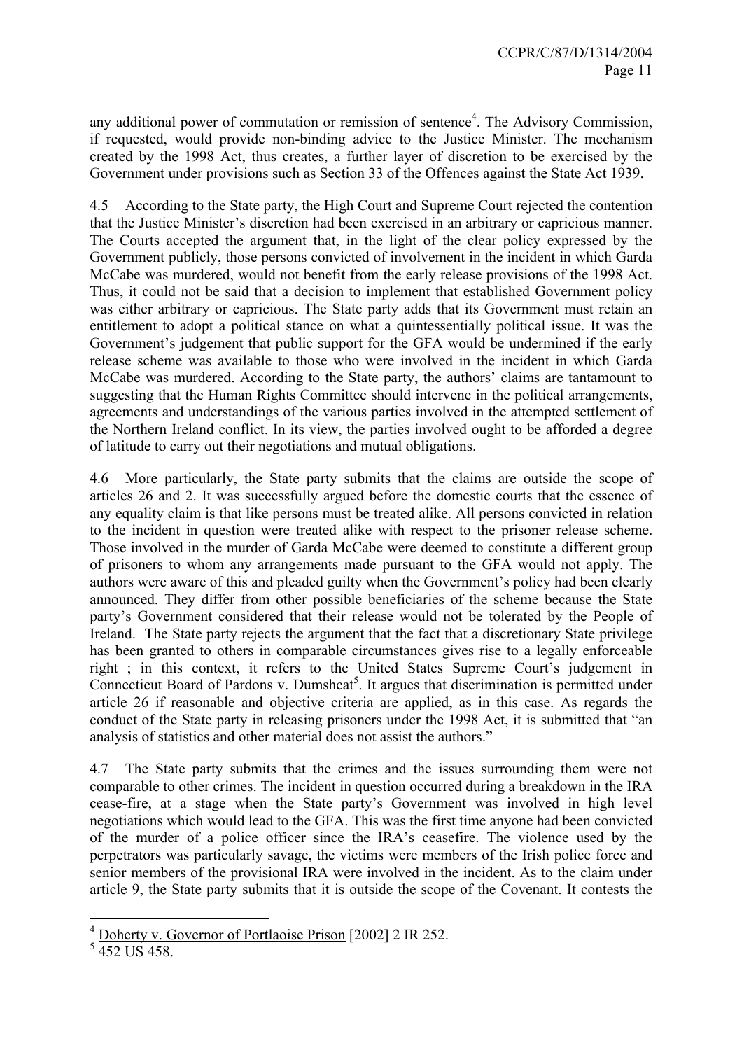any additional power of commutation or remission of sentence[4]. The Advisory Commission, if requested, would provide non-binding advice to the Justice Minister. The mechanism created by the 1998 Act, thus creates, a further layer of discretion to be exercised by the Government under provisions such as Section 33 of the Offences against the State Act 1939.

4.5 According to the State party, the High Court and Supreme Court rejected the contention that the Justice Minister's discretion had been exercised in an arbitrary or capricious manner. The Courts accepted the argument that, in the light of the clear policy expressed by the Government publicly, those persons convicted of involvement in the incident in which Garda McCabe was murdered, would not benefit from the early release provisions of the 1998 Act. Thus, it could not be said that a decision to implement that established Government policy was either arbitrary or capricious. The State party adds that its Government must retain an entitlement to adopt a political stance on what a quintessentially political issue. It was the Government's judgement that public support for the GFA would be undermined if the early release scheme was available to those who were involved in the incident in which Garda McCabe was murdered. According to the State party, the authors' claims are tantamount to suggesting that the Human Rights Committee should intervene in the political arrangements, agreements and understandings of the various parties involved in the attempted settlement of the Northern Ireland conflict. In its view, the parties involved ought to be afforded a degree of latitude to carry out their negotiations and mutual obligations.

4.6 More particularly, the State party submits that the claims are outside the scope of articles 26 and 2. It was successfully argued before the domestic courts that the essence of any equality claim is that like persons must be treated alike. All persons convicted in relation to the incident in question were treated alike with respect to the prisoner release scheme. Those involved in the murder of Garda McCabe were deemed to constitute a different group of prisoners to whom any arrangements made pursuant to the GFA would not apply. The authors were aware of this and pleaded guilty when the Government's policy had been clearly announced. They differ from other possible beneficiaries of the scheme because the State party's Government considered that their release would not be tolerated by the People of Ireland. The State party rejects the argument that the fact that a discretionary State privilege has been granted to others in comparable circumstances gives rise to a legally enforceable right ; in this context, it refers to the United States Supreme Court's judgement in Connecticut Board of Pardons v. Dumshcat[5]. It argues that discrimination is permitted under article 26 if reasonable and objective criteria are applied, as in this case. As regards the conduct of the State party in releasing prisoners under the 1998 Act, it is submitted that "an analysis of statistics and other material does not assist the authors."

4.7 The State party submits that the crimes and the issues surrounding them were not comparable to other crimes. The incident in question occurred during a breakdown in the IRA cease-fire, at a stage when the State party's Government was involved in high level negotiations which would lead to the GFA. This was the first time anyone had been convicted of the murder of a police officer since the IRA's ceasefire. The violence used by the perpetrators was particularly savage, the victims were members of the Irish police force and senior members of the provisional IRA were involved in the incident. As to the claim under article 9, the State party submits that it is outside the scope of the Covenant. It contests the

---

[4] Doherty v. Governor of Portlaoise Prison [2002] 2 IR 252.

[5] 452 US 458.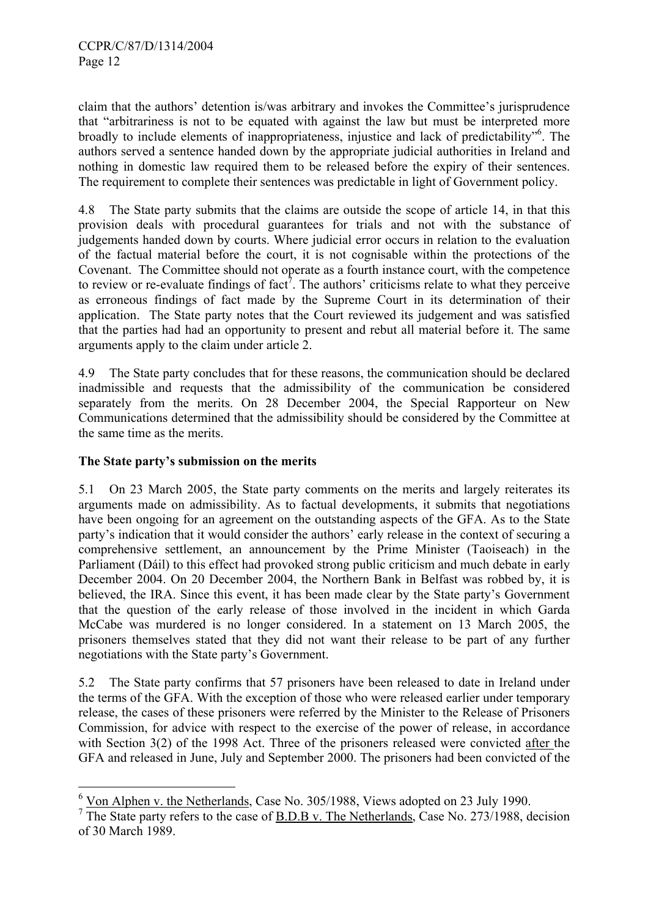claim that the authors' detention is/was arbitrary and invokes the Committee's jurisprudence that "arbitrariness is not to be equated with against the law but must be interpreted more broadly to include elements of inappropriateness, injustice and lack of predictability"[6]. The authors served a sentence handed down by the appropriate judicial authorities in Ireland and nothing in domestic law required them to be released before the expiry of their sentences. The requirement to complete their sentences was predictable in light of Government policy.

4.8 The State party submits that the claims are outside the scope of article 14, in that this provision deals with procedural guarantees for trials and not with the substance of judgements handed down by courts. Where judicial error occurs in relation to the evaluation of the factual material before the court, it is not cognisable within the protections of the Covenant. The Committee should not operate as a fourth instance court, with the competence to review or re-evaluate findings of fact[7]. The authors' criticisms relate to what they perceive as erroneous findings of fact made by the Supreme Court in its determination of their application. The State party notes that the Court reviewed its judgement and was satisfied that the parties had had an opportunity to present and rebut all material before it. The same arguments apply to the claim under article 2.

4.9 The State party concludes that for these reasons, the communication should be declared inadmissible and requests that the admissibility of the communication be considered separately from the merits. On 28 December 2004, the Special Rapporteur on New Communications determined that the admissibility should be considered by the Committee at the same time as the merits.

**The State party's submission on the merits**

5.1 On 23 March 2005, the State party comments on the merits and largely reiterates its arguments made on admissibility. As to factual developments, it submits that negotiations have been ongoing for an agreement on the outstanding aspects of the GFA. As to the State party's indication that it would consider the authors' early release in the context of securing a comprehensive settlement, an announcement by the Prime Minister (Taoiseach) in the Parliament (Dáil) to this effect had provoked strong public criticism and much debate in early December 2004. On 20 December 2004, the Northern Bank in Belfast was robbed by, it is believed, the IRA. Since this event, it has been made clear by the State party's Government that the question of the early release of those involved in the incident in which Garda McCabe was murdered is no longer considered. In a statement on 13 March 2005, the prisoners themselves stated that they did not want their release to be part of any further negotiations with the State party's Government.

5.2 The State party confirms that 57 prisoners have been released to date in Ireland under the terms of the GFA. With the exception of those who were released earlier under temporary release, the cases of these prisoners were referred by the Minister to the Release of Prisoners Commission, for advice with respect to the exercise of the power of release, in accordance with Section 3(2) of the 1998 Act. Three of the prisoners released were convicted after the GFA and released in June, July and September 2000. The prisoners had been convicted of the

---

[6] Von Alphen v. the Netherlands, Case No. 305/1988, Views adopted on 23 July 1990.

[7] The State party refers to the case of B.D.B v. The Netherlands, Case No. 273/1988, decision of 30 March 1989.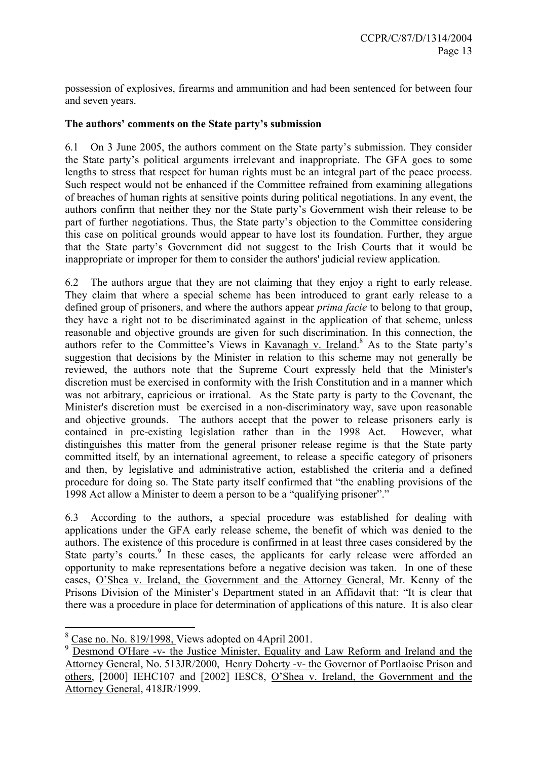possession of explosives, firearms and ammunition and had been sentenced for between four and seven years.

### The authors' comments on the State party's submission

6.1 On 3 June 2005, the authors comment on the State party's submission. They consider the State party's political arguments irrelevant and inappropriate. The GFA goes to some lengths to stress that respect for human rights must be an integral part of the peace process. Such respect would not be enhanced if the Committee refrained from examining allegations of breaches of human rights at sensitive points during political negotiations. In any event, the authors confirm that neither they nor the State party's Government wish their release to be part of further negotiations. Thus, the State party's objection to the Committee considering this case on political grounds would appear to have lost its foundation. Further, they argue that the State party's Government did not suggest to the Irish Courts that it would be inappropriate or improper for them to consider the authors' judicial review application.

6.2 The authors argue that they are not claiming that they enjoy a right to early release. They claim that where a special scheme has been introduced to grant early release to a defined group of prisoners, and where the authors appear *prima facie* to belong to that group, they have a right not to be discriminated against in the application of that scheme, unless reasonable and objective grounds are given for such discrimination. In this connection, the authors refer to the Committee's Views in Kavanagh v. Ireland.[8] As to the State party's suggestion that decisions by the Minister in relation to this scheme may not generally be reviewed, the authors note that the Supreme Court expressly held that the Minister's discretion must be exercised in conformity with the Irish Constitution and in a manner which was not arbitrary, capricious or irrational. As the State party is party to the Covenant, the Minister's discretion must be exercised in a non-discriminatory way, save upon reasonable and objective grounds. The authors accept that the power to release prisoners early is contained in pre-existing legislation rather than in the 1998 Act. However, what distinguishes this matter from the general prisoner release regime is that the State party committed itself, by an international agreement, to release a specific category of prisoners and then, by legislative and administrative action, established the criteria and a defined procedure for doing so. The State party itself confirmed that "the enabling provisions of the 1998 Act allow a Minister to deem a person to be a "qualifying prisoner"."

6.3 According to the authors, a special procedure was established for dealing with applications under the GFA early release scheme, the benefit of which was denied to the authors. The existence of this procedure is confirmed in at least three cases considered by the State party's courts.[9] In these cases, the applicants for early release were afforded an opportunity to make representations before a negative decision was taken. In one of these cases, O'Shea v. Ireland, the Government and the Attorney General, Mr. Kenny of the Prisons Division of the Minister's Department stated in an Affidavit that: "It is clear that there was a procedure in place for determination of applications of this nature. It is also clear

---

[8] Case no. No. 819/1998, Views adopted on 4April 2001.

[9] Desmond O'Hare -v- the Justice Minister, Equality and Law Reform and Ireland and the Attorney General, No. 513JR/2000, Henry Doherty -v- the Governor of Portlaoise Prison and others, [2000] IEHC107 and [2002] IESC8, O'Shea v. Ireland, the Government and the Attorney General, 418JR/1999.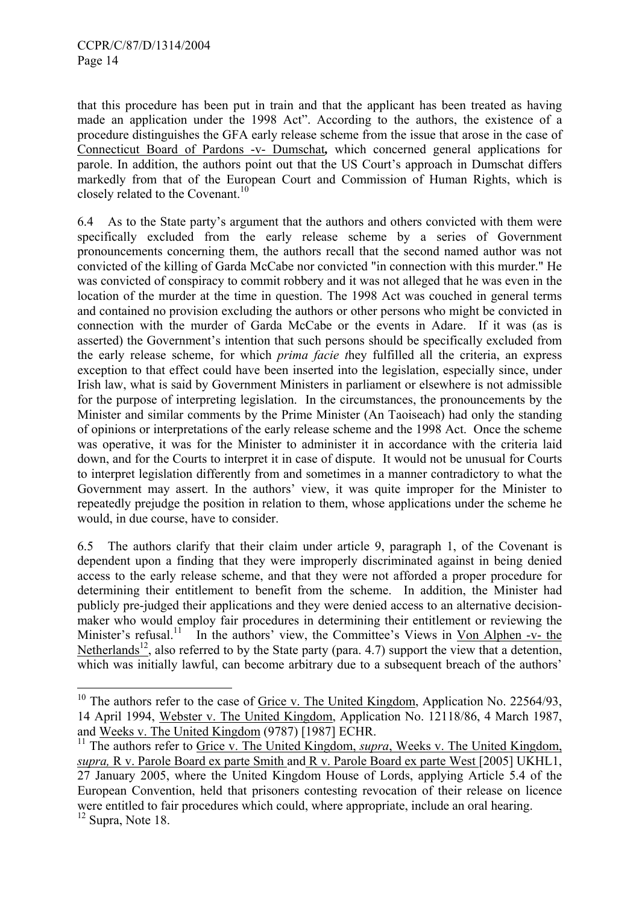that this procedure has been put in train and that the applicant has been treated as having made an application under the 1998 Act". According to the authors, the existence of a procedure distinguishes the GFA early release scheme from the issue that arose in the case of Connecticut Board of Pardons -v- Dumschat**,** which concerned general applications for parole. In addition, the authors point out that the US Court's approach in Dumschat differs markedly from that of the European Court and Commission of Human Rights, which is closely related to the Covenant.[10]

6.4 As to the State party's argument that the authors and others convicted with them were specifically excluded from the early release scheme by a series of Government pronouncements concerning them, the authors recall that the second named author was not convicted of the killing of Garda McCabe nor convicted "in connection with this murder." He was convicted of conspiracy to commit robbery and it was not alleged that he was even in the location of the murder at the time in question. The 1998 Act was couched in general terms and contained no provision excluding the authors or other persons who might be convicted in connection with the murder of Garda McCabe or the events in Adare. If it was (as is asserted) the Government's intention that such persons should be specifically excluded from the early release scheme, for which *prima facie t*hey fulfilled all the criteria, an express exception to that effect could have been inserted into the legislation, especially since, under Irish law, what is said by Government Ministers in parliament or elsewhere is not admissible for the purpose of interpreting legislation. In the circumstances, the pronouncements by the Minister and similar comments by the Prime Minister (An Taoiseach) had only the standing of opinions or interpretations of the early release scheme and the 1998 Act. Once the scheme was operative, it was for the Minister to administer it in accordance with the criteria laid down, and for the Courts to interpret it in case of dispute. It would not be unusual for Courts to interpret legislation differently from and sometimes in a manner contradictory to what the Government may assert. In the authors' view, it was quite improper for the Minister to repeatedly prejudge the position in relation to them, whose applications under the scheme he would, in due course, have to consider.

6.5 The authors clarify that their claim under article 9, paragraph 1, of the Covenant is dependent upon a finding that they were improperly discriminated against in being denied access to the early release scheme, and that they were not afforded a proper procedure for determining their entitlement to benefit from the scheme. In addition, the Minister had publicly pre-judged their applications and they were denied access to an alternative decision-maker who would employ fair procedures in determining their entitlement or reviewing the Minister's refusal.[11] In the authors' view, the Committee's Views in Von Alphen -v- the Netherlands[12], also referred to by the State party (para. 4.7) support the view that a detention, which was initially lawful, can become arbitrary due to a subsequent breach of the authors'

---

[10] The authors refer to the case of Grice v. The United Kingdom, Application No. 22564/93, 14 April 1994, Webster v. The United Kingdom, Application No. 12118/86, 4 March 1987, and Weeks v. The United Kingdom (9787) [1987] ECHR.

[11] The authors refer to Grice v. The United Kingdom, *supra*, Weeks v. The United Kingdom, *supra,* R v. Parole Board ex parte Smith and R v. Parole Board ex parte West [2005] UKHL1, 27 January 2005, where the United Kingdom House of Lords, applying Article 5.4 of the European Convention, held that prisoners contesting revocation of their release on licence were entitled to fair procedures which could, where appropriate, include an oral hearing.

[12] Supra, Note 18.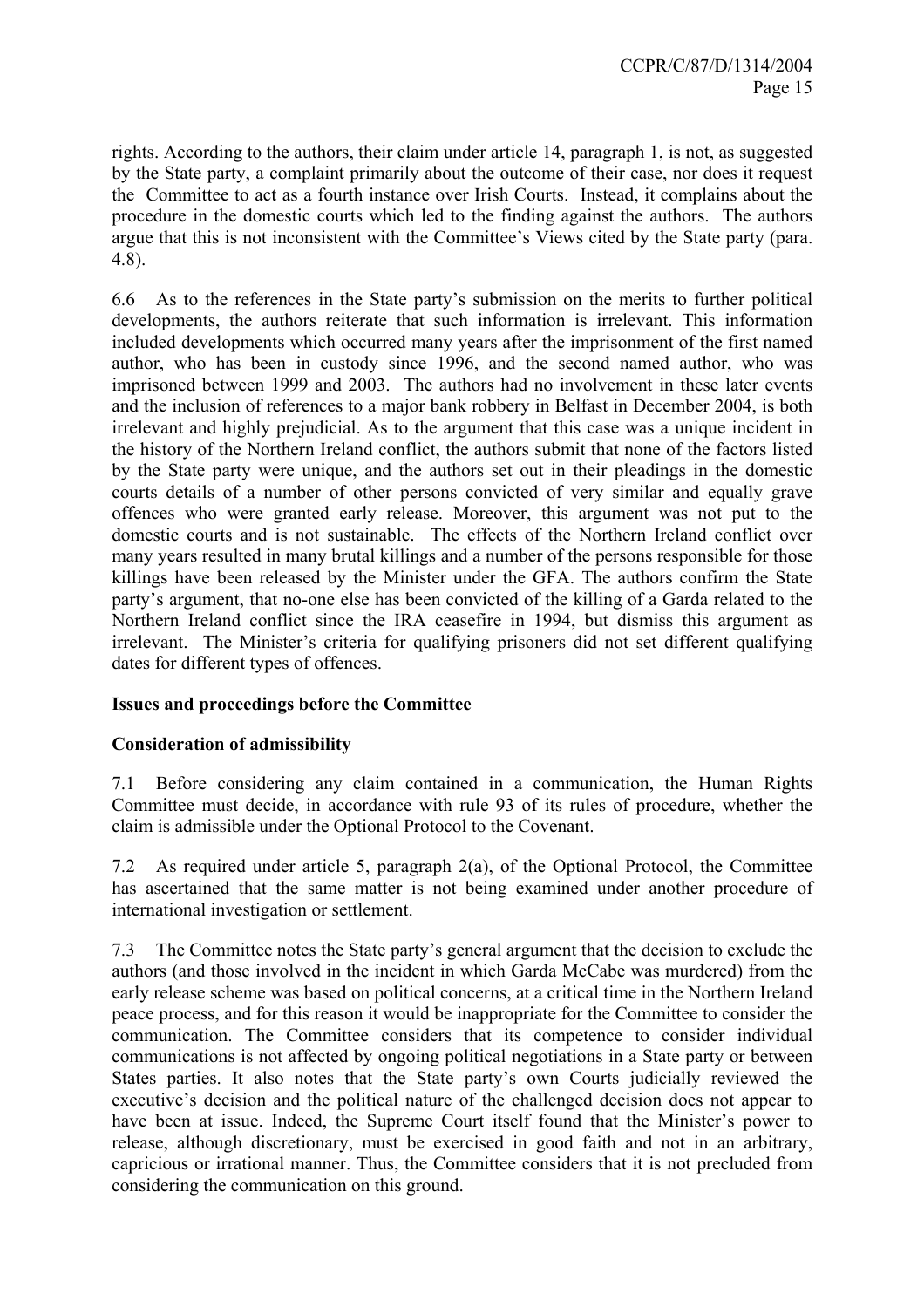rights. According to the authors, their claim under article 14, paragraph 1, is not, as suggested by the State party, a complaint primarily about the outcome of their case, nor does it request the Committee to act as a fourth instance over Irish Courts. Instead, it complains about the procedure in the domestic courts which led to the finding against the authors. The authors argue that this is not inconsistent with the Committee's Views cited by the State party (para. 4.8).

6.6 As to the references in the State party's submission on the merits to further political developments, the authors reiterate that such information is irrelevant. This information included developments which occurred many years after the imprisonment of the first named author, who has been in custody since 1996, and the second named author, who was imprisoned between 1999 and 2003. The authors had no involvement in these later events and the inclusion of references to a major bank robbery in Belfast in December 2004, is both irrelevant and highly prejudicial. As to the argument that this case was a unique incident in the history of the Northern Ireland conflict, the authors submit that none of the factors listed by the State party were unique, and the authors set out in their pleadings in the domestic courts details of a number of other persons convicted of very similar and equally grave offences who were granted early release. Moreover, this argument was not put to the domestic courts and is not sustainable. The effects of the Northern Ireland conflict over many years resulted in many brutal killings and a number of the persons responsible for those killings have been released by the Minister under the GFA. The authors confirm the State party's argument, that no-one else has been convicted of the killing of a Garda related to the Northern Ireland conflict since the IRA ceasefire in 1994, but dismiss this argument as irrelevant. The Minister's criteria for qualifying prisoners did not set different qualifying dates for different types of offences.

**Issues and proceedings before the Committee**

**Consideration of admissibility**

7.1 Before considering any claim contained in a communication, the Human Rights Committee must decide, in accordance with rule 93 of its rules of procedure, whether the claim is admissible under the Optional Protocol to the Covenant.

7.2 As required under article 5, paragraph 2(a), of the Optional Protocol, the Committee has ascertained that the same matter is not being examined under another procedure of international investigation or settlement.

7.3 The Committee notes the State party's general argument that the decision to exclude the authors (and those involved in the incident in which Garda McCabe was murdered) from the early release scheme was based on political concerns, at a critical time in the Northern Ireland peace process, and for this reason it would be inappropriate for the Committee to consider the communication. The Committee considers that its competence to consider individual communications is not affected by ongoing political negotiations in a State party or between States parties. It also notes that the State party's own Courts judicially reviewed the executive's decision and the political nature of the challenged decision does not appear to have been at issue. Indeed, the Supreme Court itself found that the Minister's power to release, although discretionary, must be exercised in good faith and not in an arbitrary, capricious or irrational manner. Thus, the Committee considers that it is not precluded from considering the communication on this ground.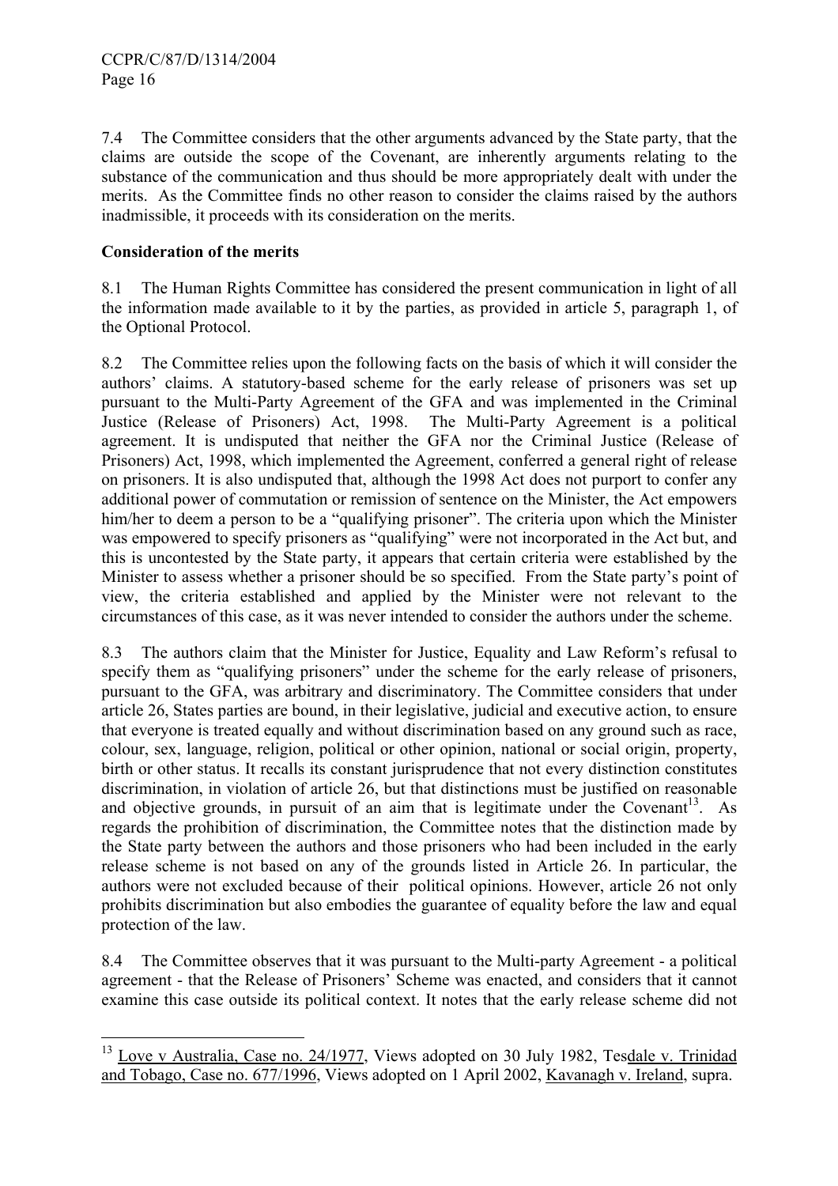7.4 The Committee considers that the other arguments advanced by the State party, that the claims are outside the scope of the Covenant, are inherently arguments relating to the substance of the communication and thus should be more appropriately dealt with under the merits. As the Committee finds no other reason to consider the claims raised by the authors inadmissible, it proceeds with its consideration on the merits.

### Consideration of the merits

8.1 The Human Rights Committee has considered the present communication in light of all the information made available to it by the parties, as provided in article 5, paragraph 1, of the Optional Protocol.

8.2 The Committee relies upon the following facts on the basis of which it will consider the authors' claims. A statutory-based scheme for the early release of prisoners was set up pursuant to the Multi-Party Agreement of the GFA and was implemented in the Criminal Justice (Release of Prisoners) Act, 1998. The Multi-Party Agreement is a political agreement. It is undisputed that neither the GFA nor the Criminal Justice (Release of Prisoners) Act, 1998, which implemented the Agreement, conferred a general right of release on prisoners. It is also undisputed that, although the 1998 Act does not purport to confer any additional power of commutation or remission of sentence on the Minister, the Act empowers him/her to deem a person to be a "qualifying prisoner". The criteria upon which the Minister was empowered to specify prisoners as "qualifying" were not incorporated in the Act but, and this is uncontested by the State party, it appears that certain criteria were established by the Minister to assess whether a prisoner should be so specified. From the State party's point of view, the criteria established and applied by the Minister were not relevant to the circumstances of this case, as it was never intended to consider the authors under the scheme.

8.3 The authors claim that the Minister for Justice, Equality and Law Reform's refusal to specify them as "qualifying prisoners" under the scheme for the early release of prisoners, pursuant to the GFA, was arbitrary and discriminatory. The Committee considers that under article 26, States parties are bound, in their legislative, judicial and executive action, to ensure that everyone is treated equally and without discrimination based on any ground such as race, colour, sex, language, religion, political or other opinion, national or social origin, property, birth or other status. It recalls its constant jurisprudence that not every distinction constitutes discrimination, in violation of article 26, but that distinctions must be justified on reasonable and objective grounds, in pursuit of an aim that is legitimate under the Covenant[13]. As regards the prohibition of discrimination, the Committee notes that the distinction made by the State party between the authors and those prisoners who had been included in the early release scheme is not based on any of the grounds listed in Article 26. In particular, the authors were not excluded because of their political opinions. However, article 26 not only prohibits discrimination but also embodies the guarantee of equality before the law and equal protection of the law.

8.4 The Committee observes that it was pursuant to the Multi-party Agreement - a political agreement - that the Release of Prisoners' Scheme was enacted, and considers that it cannot examine this case outside its political context. It notes that the early release scheme did not

---

[13] Love v Australia, Case no. 24/1977, Views adopted on 30 July 1982, Tesdale v. Trinidad and Tobago, Case no. 677/1996, Views adopted on 1 April 2002, Kavanagh v. Ireland, supra.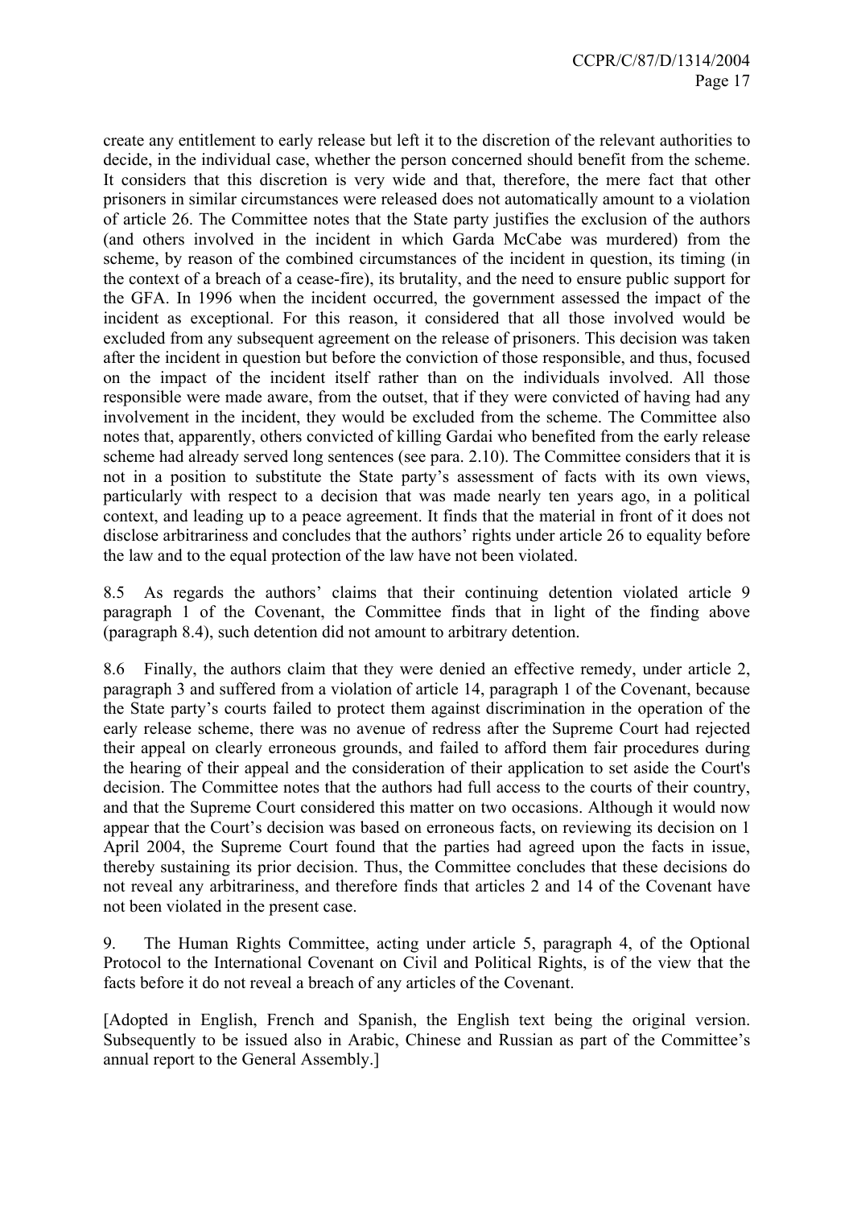create any entitlement to early release but left it to the discretion of the relevant authorities to decide, in the individual case, whether the person concerned should benefit from the scheme. It considers that this discretion is very wide and that, therefore, the mere fact that other prisoners in similar circumstances were released does not automatically amount to a violation of article 26. The Committee notes that the State party justifies the exclusion of the authors (and others involved in the incident in which Garda McCabe was murdered) from the scheme, by reason of the combined circumstances of the incident in question, its timing (in the context of a breach of a cease-fire), its brutality, and the need to ensure public support for the GFA. In 1996 when the incident occurred, the government assessed the impact of the incident as exceptional. For this reason, it considered that all those involved would be excluded from any subsequent agreement on the release of prisoners. This decision was taken after the incident in question but before the conviction of those responsible, and thus, focused on the impact of the incident itself rather than on the individuals involved. All those responsible were made aware, from the outset, that if they were convicted of having had any involvement in the incident, they would be excluded from the scheme. The Committee also notes that, apparently, others convicted of killing Gardai who benefited from the early release scheme had already served long sentences (see para. 2.10). The Committee considers that it is not in a position to substitute the State party's assessment of facts with its own views, particularly with respect to a decision that was made nearly ten years ago, in a political context, and leading up to a peace agreement. It finds that the material in front of it does not disclose arbitrariness and concludes that the authors' rights under article 26 to equality before the law and to the equal protection of the law have not been violated.

8.5 As regards the authors' claims that their continuing detention violated article 9 paragraph 1 of the Covenant, the Committee finds that in light of the finding above (paragraph 8.4), such detention did not amount to arbitrary detention.

8.6 Finally, the authors claim that they were denied an effective remedy, under article 2, paragraph 3 and suffered from a violation of article 14, paragraph 1 of the Covenant, because the State party's courts failed to protect them against discrimination in the operation of the early release scheme, there was no avenue of redress after the Supreme Court had rejected their appeal on clearly erroneous grounds, and failed to afford them fair procedures during the hearing of their appeal and the consideration of their application to set aside the Court's decision. The Committee notes that the authors had full access to the courts of their country, and that the Supreme Court considered this matter on two occasions. Although it would now appear that the Court's decision was based on erroneous facts, on reviewing its decision on 1 April 2004, the Supreme Court found that the parties had agreed upon the facts in issue, thereby sustaining its prior decision. Thus, the Committee concludes that these decisions do not reveal any arbitrariness, and therefore finds that articles 2 and 14 of the Covenant have not been violated in the present case.

9. The Human Rights Committee, acting under article 5, paragraph 4, of the Optional Protocol to the International Covenant on Civil and Political Rights, is of the view that the facts before it do not reveal a breach of any articles of the Covenant.

[Adopted in English, French and Spanish, the English text being the original version. Subsequently to be issued also in Arabic, Chinese and Russian as part of the Committee's annual report to the General Assembly.]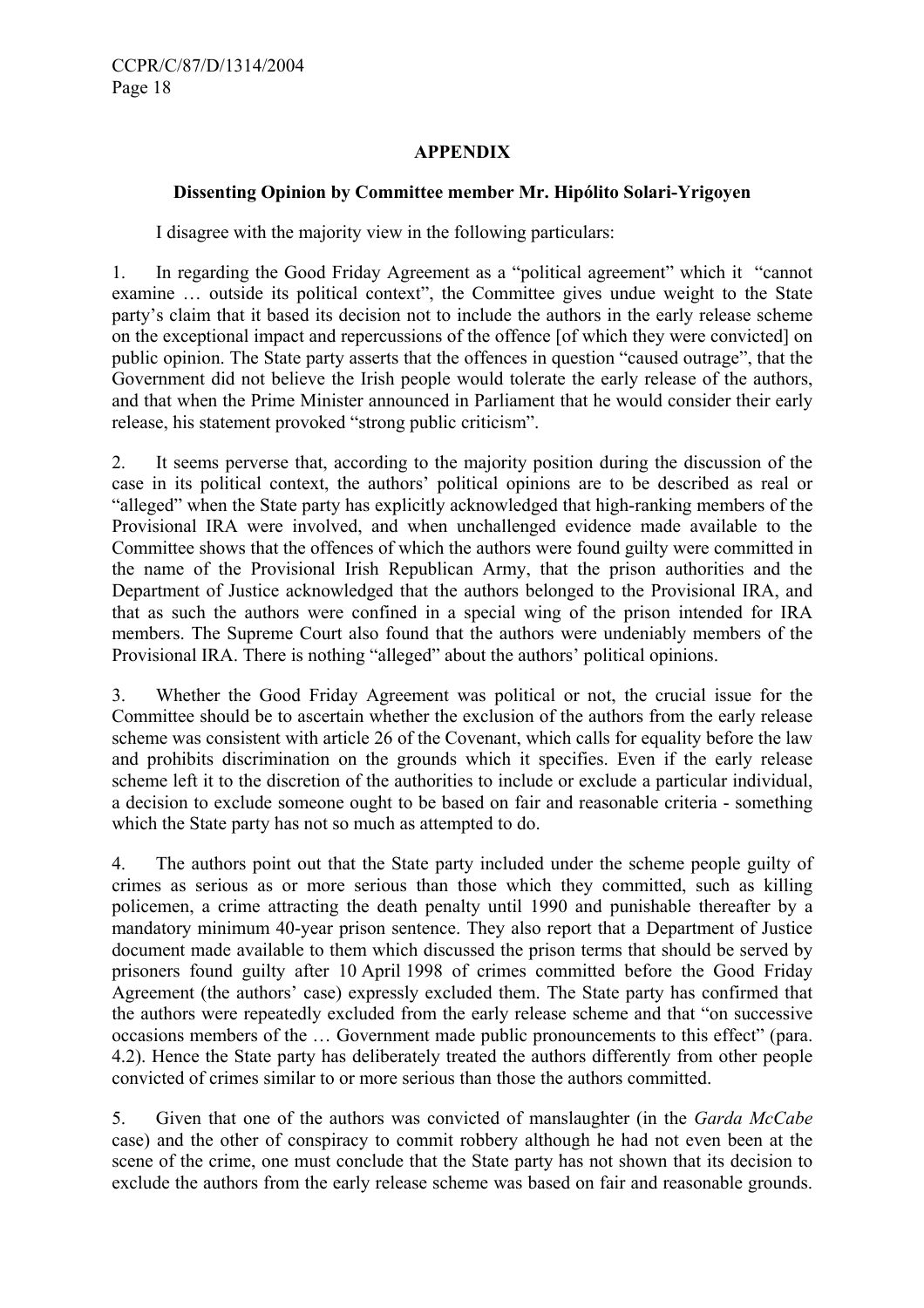## APPENDIX

### Dissenting Opinion by Committee member Mr. Hipólito Solari-Yrigoyen

I disagree with the majority view in the following particulars:

1. In regarding the Good Friday Agreement as a "political agreement" which it "cannot examine … outside its political context", the Committee gives undue weight to the State party's claim that it based its decision not to include the authors in the early release scheme on the exceptional impact and repercussions of the offence [of which they were convicted] on public opinion. The State party asserts that the offences in question "caused outrage", that the Government did not believe the Irish people would tolerate the early release of the authors, and that when the Prime Minister announced in Parliament that he would consider their early release, his statement provoked "strong public criticism".

2. It seems perverse that, according to the majority position during the discussion of the case in its political context, the authors' political opinions are to be described as real or "alleged" when the State party has explicitly acknowledged that high-ranking members of the Provisional IRA were involved, and when unchallenged evidence made available to the Committee shows that the offences of which the authors were found guilty were committed in the name of the Provisional Irish Republican Army, that the prison authorities and the Department of Justice acknowledged that the authors belonged to the Provisional IRA, and that as such the authors were confined in a special wing of the prison intended for IRA members. The Supreme Court also found that the authors were undeniably members of the Provisional IRA. There is nothing "alleged" about the authors' political opinions.

3. Whether the Good Friday Agreement was political or not, the crucial issue for the Committee should be to ascertain whether the exclusion of the authors from the early release scheme was consistent with article 26 of the Covenant, which calls for equality before the law and prohibits discrimination on the grounds which it specifies. Even if the early release scheme left it to the discretion of the authorities to include or exclude a particular individual, a decision to exclude someone ought to be based on fair and reasonable criteria - something which the State party has not so much as attempted to do.

4. The authors point out that the State party included under the scheme people guilty of crimes as serious as or more serious than those which they committed, such as killing policemen, a crime attracting the death penalty until 1990 and punishable thereafter by a mandatory minimum 40-year prison sentence. They also report that a Department of Justice document made available to them which discussed the prison terms that should be served by prisoners found guilty after 10 April 1998 of crimes committed before the Good Friday Agreement (the authors' case) expressly excluded them. The State party has confirmed that the authors were repeatedly excluded from the early release scheme and that "on successive occasions members of the … Government made public pronouncements to this effect" (para. 4.2). Hence the State party has deliberately treated the authors differently from other people convicted of crimes similar to or more serious than those the authors committed.

5. Given that one of the authors was convicted of manslaughter (in the *Garda McCabe* case) and the other of conspiracy to commit robbery although he had not even been at the scene of the crime, one must conclude that the State party has not shown that its decision to exclude the authors from the early release scheme was based on fair and reasonable grounds.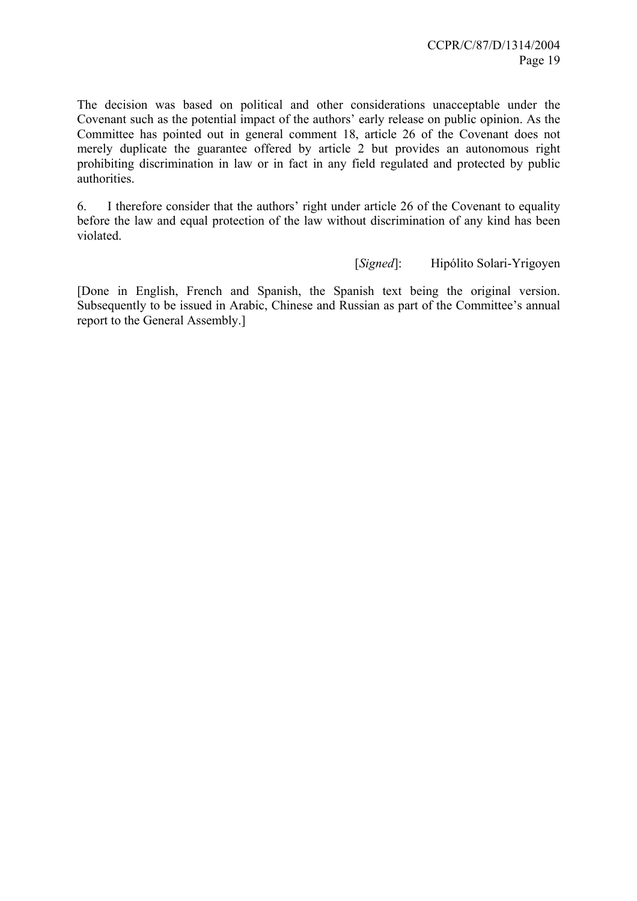The decision was based on political and other considerations unacceptable under the Covenant such as the potential impact of the authors' early release on public opinion. As the Committee has pointed out in general comment 18, article 26 of the Covenant does not merely duplicate the guarantee offered by article 2 but provides an autonomous right prohibiting discrimination in law or in fact in any field regulated and protected by public authorities.

6. I therefore consider that the authors' right under article 26 of the Covenant to equality before the law and equal protection of the law without discrimination of any kind has been violated.

[*Signed*]: Hipólito Solari-Yrigoyen

[Done in English, French and Spanish, the Spanish text being the original version. Subsequently to be issued in Arabic, Chinese and Russian as part of the Committee's annual report to the General Assembly.]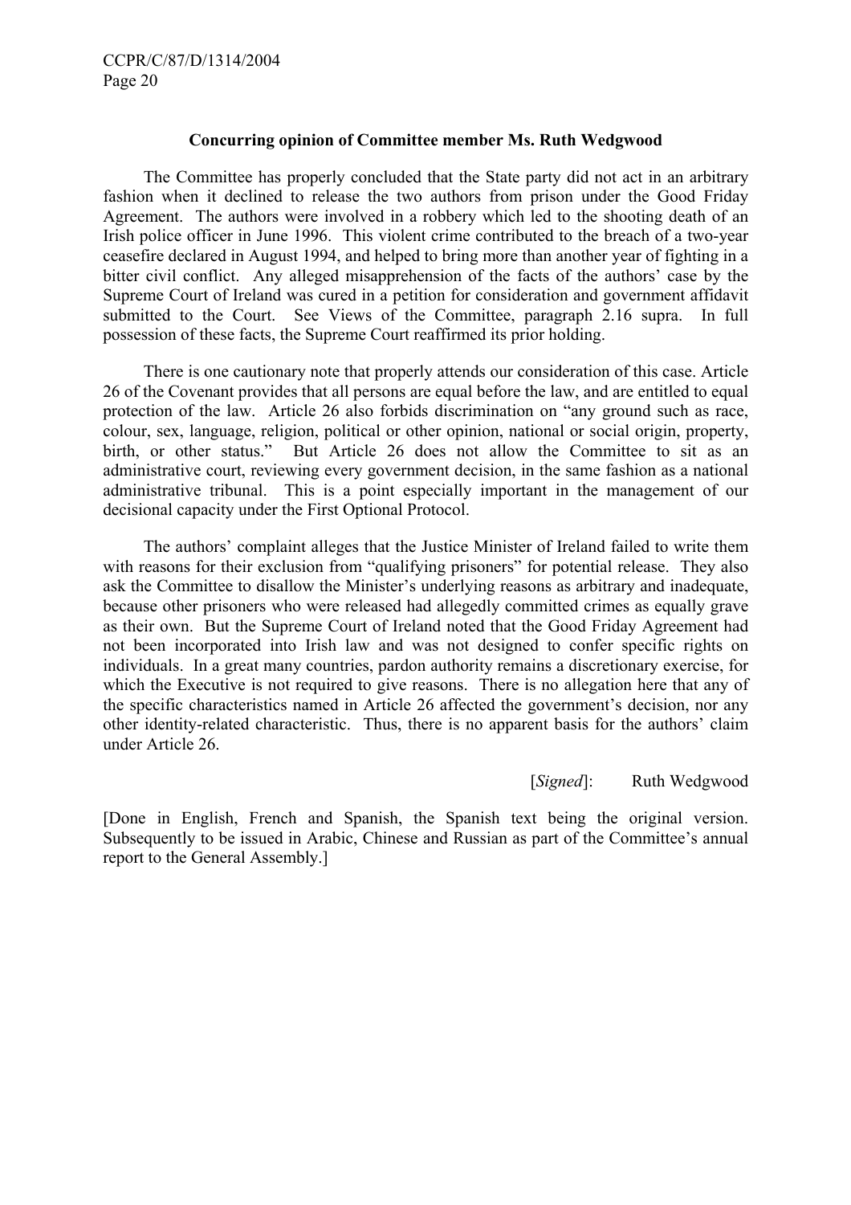**Concurring opinion of Committee member Ms. Ruth Wedgwood**

The Committee has properly concluded that the State party did not act in an arbitrary fashion when it declined to release the two authors from prison under the Good Friday Agreement. The authors were involved in a robbery which led to the shooting death of an Irish police officer in June 1996. This violent crime contributed to the breach of a two-year ceasefire declared in August 1994, and helped to bring more than another year of fighting in a bitter civil conflict. Any alleged misapprehension of the facts of the authors' case by the Supreme Court of Ireland was cured in a petition for consideration and government affidavit submitted to the Court. See Views of the Committee, paragraph 2.16 supra. In full possession of these facts, the Supreme Court reaffirmed its prior holding.

There is one cautionary note that properly attends our consideration of this case. Article 26 of the Covenant provides that all persons are equal before the law, and are entitled to equal protection of the law. Article 26 also forbids discrimination on "any ground such as race, colour, sex, language, religion, political or other opinion, national or social origin, property, birth, or other status." But Article 26 does not allow the Committee to sit as an administrative court, reviewing every government decision, in the same fashion as a national administrative tribunal. This is a point especially important in the management of our decisional capacity under the First Optional Protocol.

The authors' complaint alleges that the Justice Minister of Ireland failed to write them with reasons for their exclusion from "qualifying prisoners" for potential release. They also ask the Committee to disallow the Minister's underlying reasons as arbitrary and inadequate, because other prisoners who were released had allegedly committed crimes as equally grave as their own. But the Supreme Court of Ireland noted that the Good Friday Agreement had not been incorporated into Irish law and was not designed to confer specific rights on individuals. In a great many countries, pardon authority remains a discretionary exercise, for which the Executive is not required to give reasons. There is no allegation here that any of the specific characteristics named in Article 26 affected the government's decision, nor any other identity-related characteristic. Thus, there is no apparent basis for the authors' claim under Article 26.

[*Signed*]: Ruth Wedgwood

[Done in English, French and Spanish, the Spanish text being the original version. Subsequently to be issued in Arabic, Chinese and Russian as part of the Committee's annual report to the General Assembly.]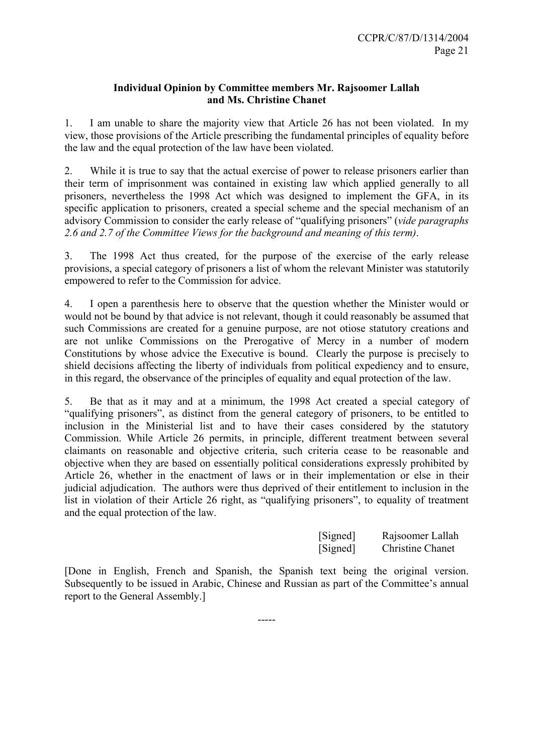**Individual Opinion by Committee members Mr. Rajsoomer Lallah and Ms. Christine Chanet**

1. I am unable to share the majority view that Article 26 has not been violated. In my view, those provisions of the Article prescribing the fundamental principles of equality before the law and the equal protection of the law have been violated.

2. While it is true to say that the actual exercise of power to release prisoners earlier than their term of imprisonment was contained in existing law which applied generally to all prisoners, nevertheless the 1998 Act which was designed to implement the GFA, in its specific application to prisoners, created a special scheme and the special mechanism of an advisory Commission to consider the early release of "qualifying prisoners" (*vide paragraphs 2.6 and 2.7 of the Committee Views for the background and meaning of this term)*.

3. The 1998 Act thus created, for the purpose of the exercise of the early release provisions, a special category of prisoners a list of whom the relevant Minister was statutorily empowered to refer to the Commission for advice.

4. I open a parenthesis here to observe that the question whether the Minister would or would not be bound by that advice is not relevant, though it could reasonably be assumed that such Commissions are created for a genuine purpose, are not otiose statutory creations and are not unlike Commissions on the Prerogative of Mercy in a number of modern Constitutions by whose advice the Executive is bound. Clearly the purpose is precisely to shield decisions affecting the liberty of individuals from political expediency and to ensure, in this regard, the observance of the principles of equality and equal protection of the law.

5. Be that as it may and at a minimum, the 1998 Act created a special category of "qualifying prisoners", as distinct from the general category of prisoners, to be entitled to inclusion in the Ministerial list and to have their cases considered by the statutory Commission. While Article 26 permits, in principle, different treatment between several claimants on reasonable and objective criteria, such criteria cease to be reasonable and objective when they are based on essentially political considerations expressly prohibited by Article 26, whether in the enactment of laws or in their implementation or else in their judicial adjudication. The authors were thus deprived of their entitlement to inclusion in the list in violation of their Article 26 right, as "qualifying prisoners", to equality of treatment and the equal protection of the law.

[Signed] Rajsoomer Lallah
[Signed] Christine Chanet

[Done in English, French and Spanish, the Spanish text being the original version. Subsequently to be issued in Arabic, Chinese and Russian as part of the Committee's annual report to the General Assembly.]

-----